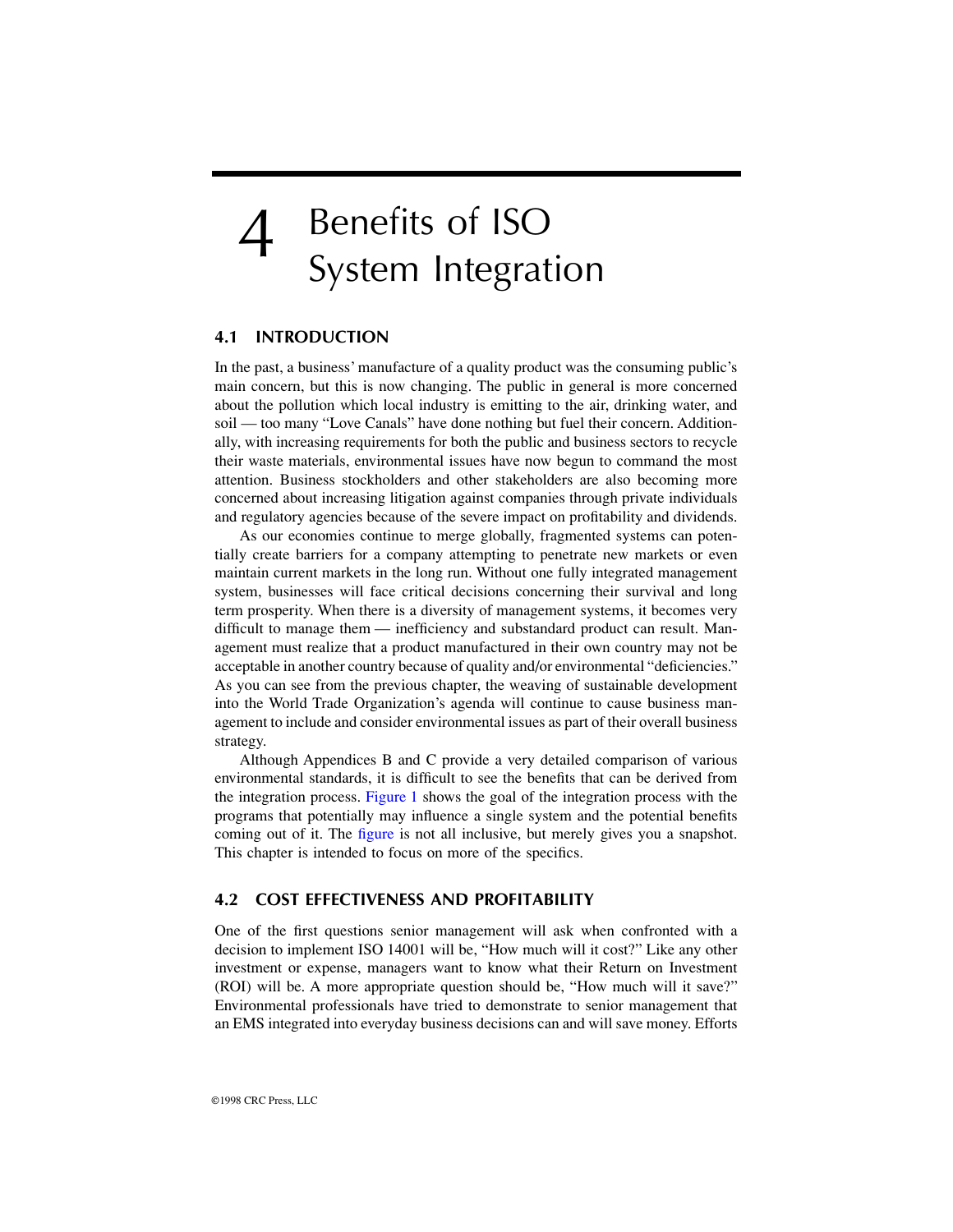# 4 Benefits of ISO System Integration

## 4.1 INTRODUCTION

In the past, a business' manufacture of a quality product was the consuming public's main concern, but this is now changing. The public in general is more concerned about the pollution which local industry is emitting to the air, drinking water, and soil — too many "Love Canals" have done nothing but fuel their concern. Additionally, with increasing requirements for both the public and business sectors to recycle their waste materials, environmental issues have now begun to command the most attention. Business stockholders and other stakeholders are also becoming more concerned about increasing litigation against companies through private individuals and regulatory agencies because of the severe impact on profitability and dividends.

As our economies continue to merge globally, fragmented systems can potentially create barriers for a company attempting to penetrate new markets or even maintain current markets in the long run. Without one fully integrated management system, businesses will face critical decisions concerning their survival and long term prosperity. When there is a diversity of management systems, it becomes very difficult to manage them — inefficiency and substandard product can result. Management must realize that a product manufactured in their own country may not be acceptable in another country because of quality and/or environmental "deficiencies." As you can see from the previous chapter, the weaving of sustainable development into the World Trade Organization's agenda will continue to cause business management to include and consider environmental issues as part of their overall business strategy.

Although Appendices B and C provide a very detailed comparison of various environmental standards, it is difficult to see the benefits that can be derived from the integration process. Figure 1 shows the goal of the integration process with the programs that potentially may influence a single system and the potential benefits coming out of it. The figure is not all inclusive, but merely gives you a snapshot. This chapter is intended to focus on more of the specifics.

## 4.2 COST EFFECTIVENESS AND PROFITABILITY

One of the first questions senior management will ask when confronted with a decision to implement ISO 14001 will be, "How much will it cost?" Like any other investment or expense, managers want to know what their Return on Investment (ROI) will be. A more appropriate question should be, "How much will it save?" Environmental professionals have tried to demonstrate to senior management that an EMS integrated into everyday business decisions can and will save money. Efforts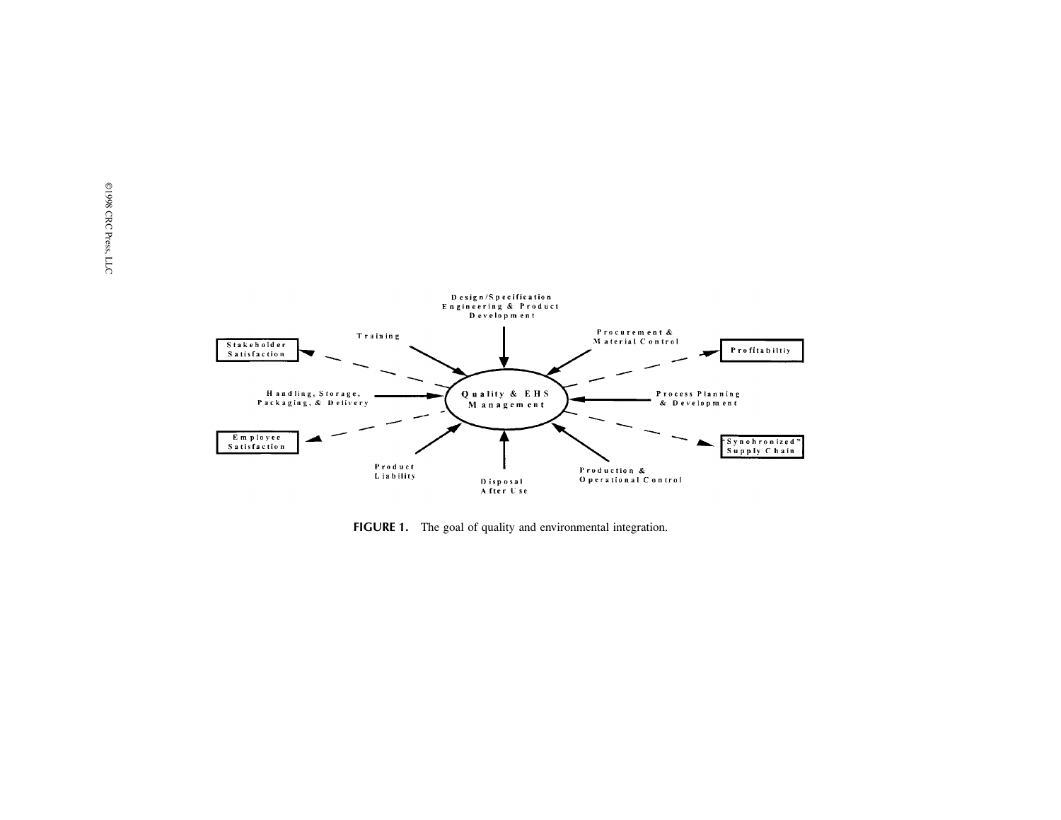Design/Specification Engineering & Product Development

Training

Procurement & Material Control

Stakeholder Satisfaction

Profitabiltiy

Handling, Storage, Packaging, & Delivery

Quality & EHS Management

Process Planning & Development

Employee Satisfaction

"Synohronized" Supply Chain

Product Liability

Disposal After Use

Production & Operational Control

**FIGURE 1.** The goal of quality and environmental integration.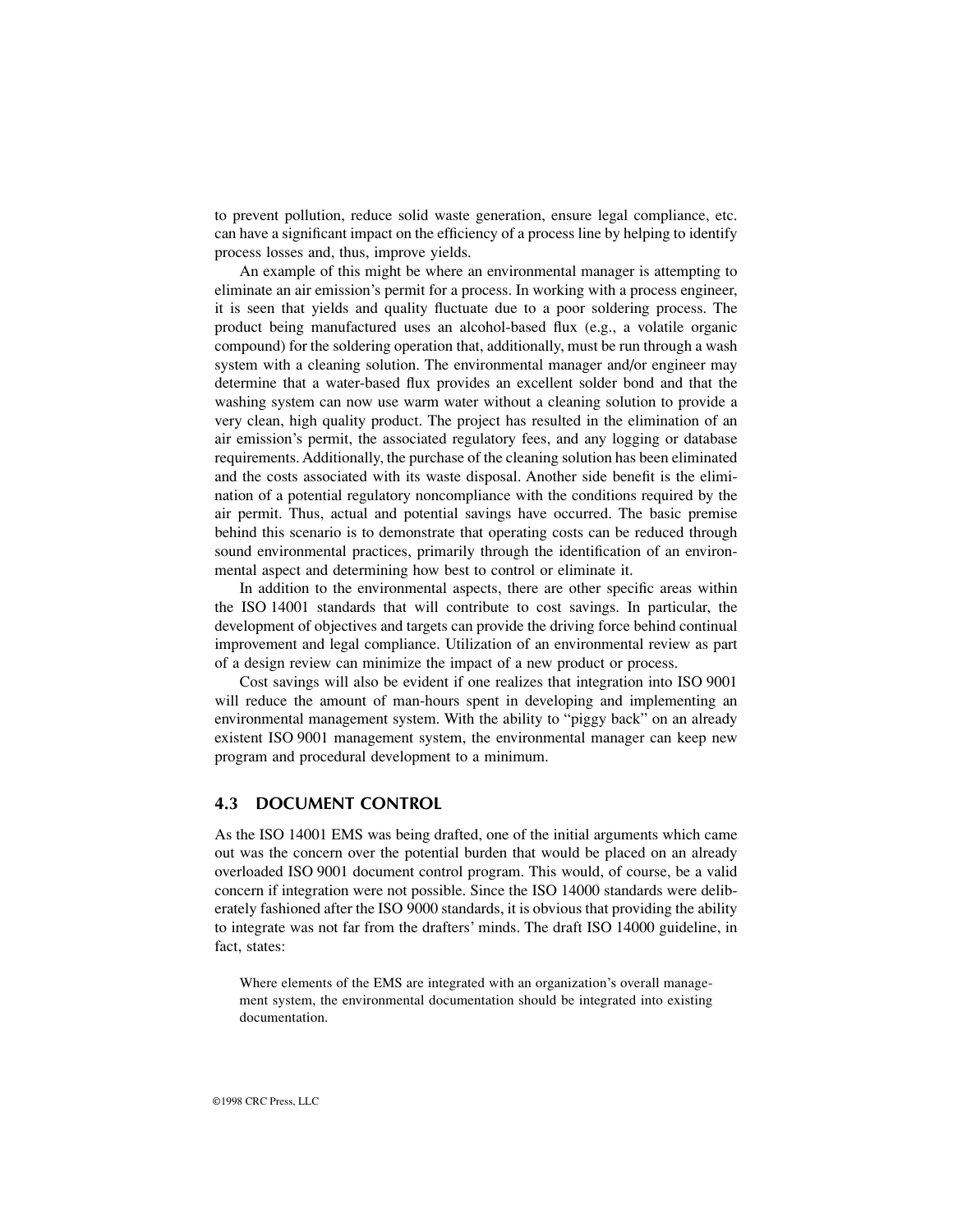to prevent pollution, reduce solid waste generation, ensure legal compliance, etc. can have a significant impact on the efficiency of a process line by helping to identify process losses and, thus, improve yields.

An example of this might be where an environmental manager is attempting to eliminate an air emission's permit for a process. In working with a process engineer, it is seen that yields and quality fluctuate due to a poor soldering process. The product being manufactured uses an alcohol-based flux (e.g., a volatile organic compound) for the soldering operation that, additionally, must be run through a wash system with a cleaning solution. The environmental manager and/or engineer may determine that a water-based flux provides an excellent solder bond and that the washing system can now use warm water without a cleaning solution to provide a very clean, high quality product. The project has resulted in the elimination of an air emission's permit, the associated regulatory fees, and any logging or database requirements. Additionally, the purchase of the cleaning solution has been eliminated and the costs associated with its waste disposal. Another side benefit is the elimination of a potential regulatory noncompliance with the conditions required by the air permit. Thus, actual and potential savings have occurred. The basic premise behind this scenario is to demonstrate that operating costs can be reduced through sound environmental practices, primarily through the identification of an environmental aspect and determining how best to control or eliminate it.

In addition to the environmental aspects, there are other specific areas within the ISO 14001 standards that will contribute to cost savings. In particular, the development of objectives and targets can provide the driving force behind continual improvement and legal compliance. Utilization of an environmental review as part of a design review can minimize the impact of a new product or process.

Cost savings will also be evident if one realizes that integration into ISO 9001 will reduce the amount of man-hours spent in developing and implementing an environmental management system. With the ability to "piggy back" on an already existent ISO 9001 management system, the environmental manager can keep new program and procedural development to a minimum.

## 4.3 DOCUMENT CONTROL

As the ISO 14001 EMS was being drafted, one of the initial arguments which came out was the concern over the potential burden that would be placed on an already overloaded ISO 9001 document control program. This would, of course, be a valid concern if integration were not possible. Since the ISO 14000 standards were deliberately fashioned after the ISO 9000 standards, it is obvious that providing the ability to integrate was not far from the drafters' minds. The draft ISO 14000 guideline, in fact, states:

> Where elements of the EMS are integrated with an organization's overall management system, the environmental documentation should be integrated into existing documentation.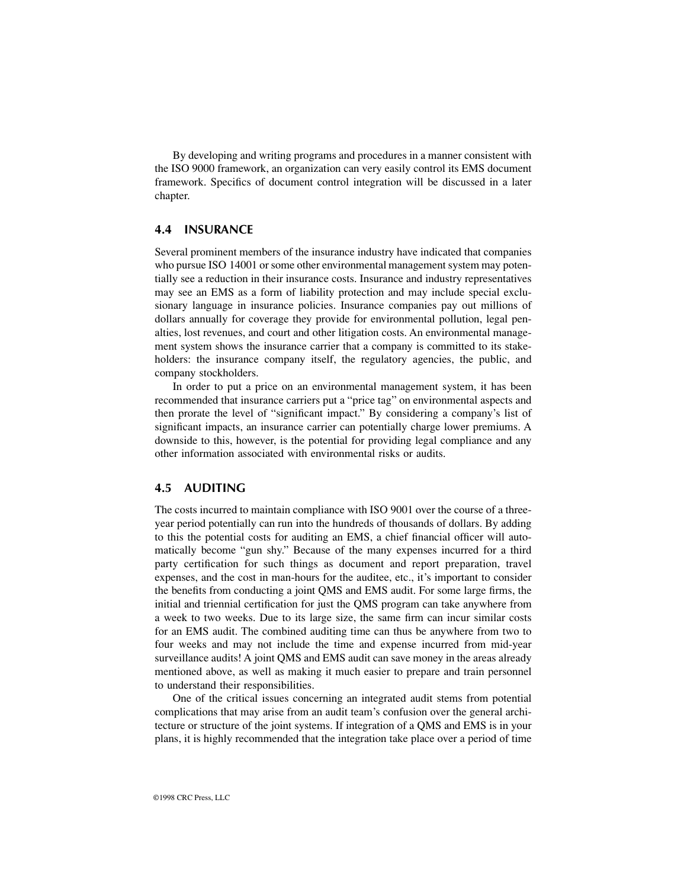By developing and writing programs and procedures in a manner consistent with the ISO 9000 framework, an organization can very easily control its EMS document framework. Specifics of document control integration will be discussed in a later chapter.

## 4.4 INSURANCE

Several prominent members of the insurance industry have indicated that companies who pursue ISO 14001 or some other environmental management system may potentially see a reduction in their insurance costs. Insurance and industry representatives may see an EMS as a form of liability protection and may include special exclusionary language in insurance policies. Insurance companies pay out millions of dollars annually for coverage they provide for environmental pollution, legal penalties, lost revenues, and court and other litigation costs. An environmental management system shows the insurance carrier that a company is committed to its stakeholders: the insurance company itself, the regulatory agencies, the public, and company stockholders.

In order to put a price on an environmental management system, it has been recommended that insurance carriers put a "price tag" on environmental aspects and then prorate the level of "significant impact." By considering a company's list of significant impacts, an insurance carrier can potentially charge lower premiums. A downside to this, however, is the potential for providing legal compliance and any other information associated with environmental risks or audits.

## 4.5 AUDITING

The costs incurred to maintain compliance with ISO 9001 over the course of a three-year period potentially can run into the hundreds of thousands of dollars. By adding to this the potential costs for auditing an EMS, a chief financial officer will automatically become "gun shy." Because of the many expenses incurred for a third party certification for such things as document and report preparation, travel expenses, and the cost in man-hours for the auditee, etc., it's important to consider the benefits from conducting a joint QMS and EMS audit. For some large firms, the initial and triennial certification for just the QMS program can take anywhere from a week to two weeks. Due to its large size, the same firm can incur similar costs for an EMS audit. The combined auditing time can thus be anywhere from two to four weeks and may not include the time and expense incurred from mid-year surveillance audits! A joint QMS and EMS audit can save money in the areas already mentioned above, as well as making it much easier to prepare and train personnel to understand their responsibilities.

One of the critical issues concerning an integrated audit stems from potential complications that may arise from an audit team's confusion over the general architecture or structure of the joint systems. If integration of a QMS and EMS is in your plans, it is highly recommended that the integration take place over a period of time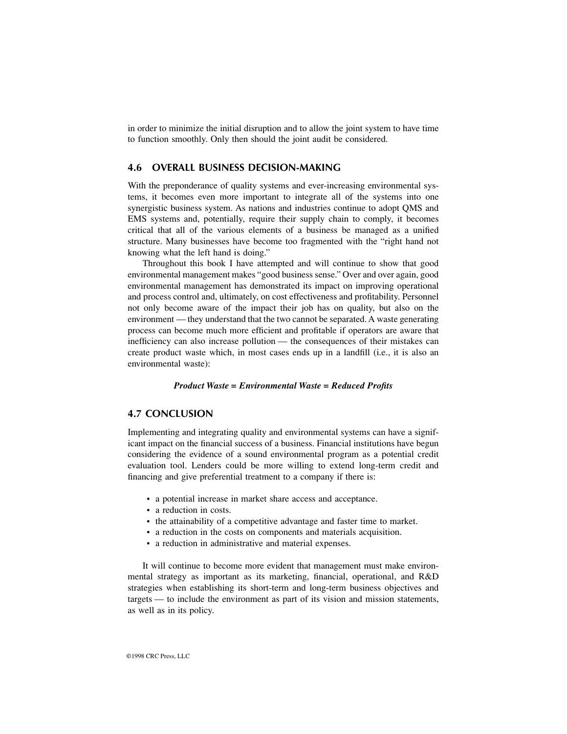in order to minimize the initial disruption and to allow the joint system to have time to function smoothly. Only then should the joint audit be considered.

## 4.6 OVERALL BUSINESS DECISION-MAKING

With the preponderance of quality systems and ever-increasing environmental systems, it becomes even more important to integrate all of the systems into one synergistic business system. As nations and industries continue to adopt QMS and EMS systems and, potentially, require their supply chain to comply, it becomes critical that all of the various elements of a business be managed as a unified structure. Many businesses have become too fragmented with the "right hand not knowing what the left hand is doing."

Throughout this book I have attempted and will continue to show that good environmental management makes "good business sense." Over and over again, good environmental management has demonstrated its impact on improving operational and process control and, ultimately, on cost effectiveness and profitability. Personnel not only become aware of the impact their job has on quality, but also on the environment — they understand that the two cannot be separated. A waste generating process can become much more efficient and profitable if operators are aware that inefficiency can also increase pollution — the consequences of their mistakes can create product waste which, in most cases ends up in a landfill (i.e., it is also an environmental waste):

***Product Waste = Environmental Waste = Reduced Profits***

## 4.7 CONCLUSION

Implementing and integrating quality and environmental systems can have a significant impact on the financial success of a business. Financial institutions have begun considering the evidence of a sound environmental program as a potential credit evaluation tool. Lenders could be more willing to extend long-term credit and financing and give preferential treatment to a company if there is:

- a potential increase in market share access and acceptance.
- a reduction in costs.
- the attainability of a competitive advantage and faster time to market.
- a reduction in the costs on components and materials acquisition.
- a reduction in administrative and material expenses.

It will continue to become more evident that management must make environmental strategy as important as its marketing, financial, operational, and R&D strategies when establishing its short-term and long-term business objectives and targets — to include the environment as part of its vision and mission statements, as well as in its policy.